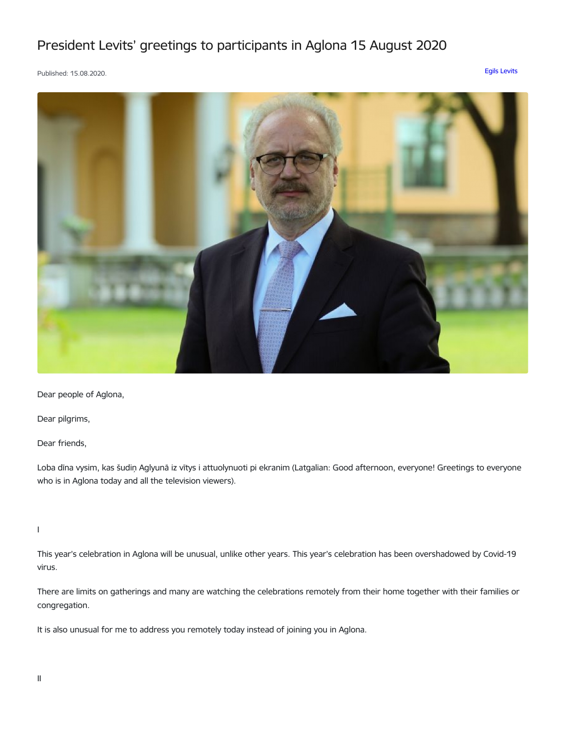# President Levits' greetings to participants in Aglona 15 August 2020

Published: 15.08.2020.

Egils Levits

Dear people of Aglona,

Dear pilgrims,

Dear friends,

Loba dīna vysim, kas šudiņ Aglyunā iz vītys i attuolynuoti pi ekranim (Latgalian: Good afternoon, everyone! Greetings to everyone who is in Aglona today and all the television viewers).

I

This year's celebration in Aglona will be unusual, unlike other years. This year's celebration has been overshadowed by Covid-19 virus.

There are limits on gatherings and many are watching the celebrations remotely from their home together with their families or congregation.

It is also unusual for me to address you remotely today instead of joining you in Aglona.

II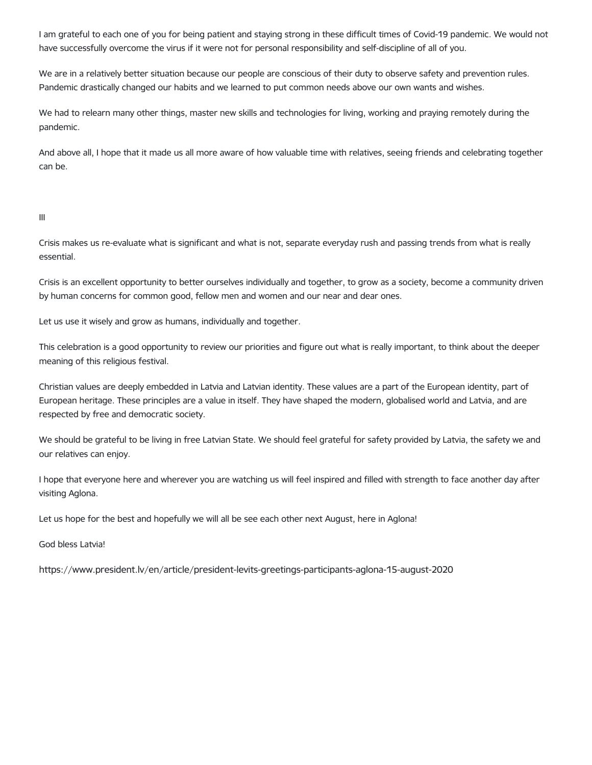I am grateful to each one of you for being patient and staying strong in these difficult times of Covid-19 pandemic. We would not have successfully overcome the virus if it were not for personal responsibility and self-discipline of all of you.

We are in a relatively better situation because our people are conscious of their duty to observe safety and prevention rules. Pandemic drastically changed our habits and we learned to put common needs above our own wants and wishes.

We had to relearn many other things, master new skills and technologies for living, working and praying remotely during the pandemic.

And above all, I hope that it made us all more aware of how valuable time with relatives, seeing friends and celebrating together can be.

III

Crisis makes us re-evaluate what is significant and what is not, separate everyday rush and passing trends from what is really essential.

Crisis is an excellent opportunity to better ourselves individually and together, to grow as a society, become a community driven by human concerns for common good, fellow men and women and our near and dear ones.

Let us use it wisely and grow as humans, individually and together.

This celebration is a good opportunity to review our priorities and figure out what is really important, to think about the deeper meaning of this religious festival.

Christian values are deeply embedded in Latvia and Latvian identity. These values are a part of the European identity, part of European heritage. These principles are a value in itself. They have shaped the modern, globalised world and Latvia, and are respected by free and democratic society.

We should be grateful to be living in free Latvian State. We should feel grateful for safety provided by Latvia, the safety we and our relatives can enjoy.

I hope that everyone here and wherever you are watching us will feel inspired and filled with strength to face another day after visiting Aglona.

Let us hope for the best and hopefully we will all be see each other next August, here in Aglona!

God bless Latvia!

https://www.president.lv/en/article/president-levits-greetings-participants-aglona-15-august-2020